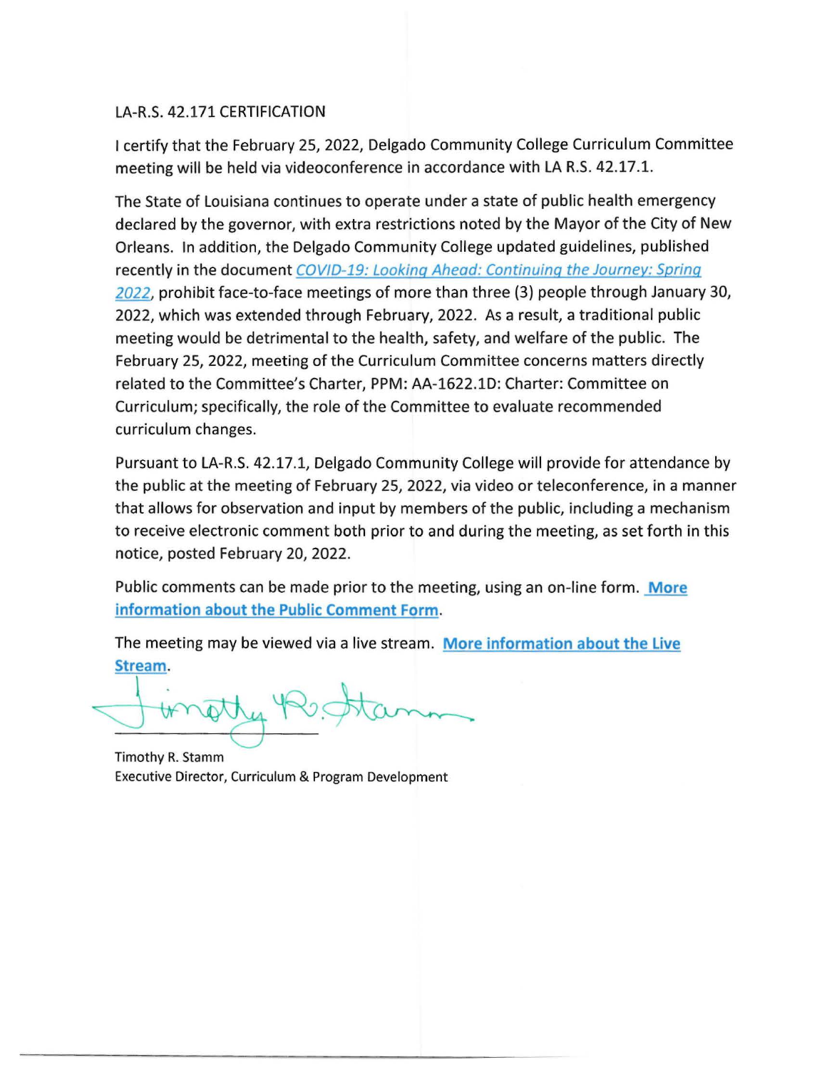LA-R.S. 42.171 CERTIFICATION

I certify that the February 25, 2022, Delgado Community College Curriculum Committee meeting will be held via videoconference in accordance with LA R.S. 42.17.1.

The State of Louisiana continues to operate under a state of public health emergency declared by the governor, with extra restrictions noted by the Mayor of the City of New Orleans. In addition, the Delgado Community College updated guidelines, published recently in the document *COVID-19: Looking Ahead: Continuing the Journey: Spring 2022*, prohibit face-to-face meetings of more than three (3) people through January 30, 2022, which was extended through February, 2022. As a result, a traditional public meeting would be detrimental to the health, safety, and welfare of the public. The February 25, 2022, meeting of the Curriculum Committee concerns matters directly related to the Committee's Charter, PPM: AA-1622.1D: Charter: Committee on Curriculum; specifically, the role of the Committee to evaluate recommended curriculum changes.

Pursuant to LA-R.S. 42.17.1, Delgado Community College will provide for attendance by the public at the meeting of February 25, 2022, via video or teleconference, in a manner that allows for observation and input by members of the public, including a mechanism to receive electronic comment both prior to and during the meeting, as set forth in this notice, posted February 20, 2022.

Public comments can be made prior to the meeting, using an on-line form. **More information about the Public Comment Form**.

The meeting may be viewed via a live stream. **More information about the Live Stream**.

Timothy R. Stamm
Executive Director, Curriculum & Program Development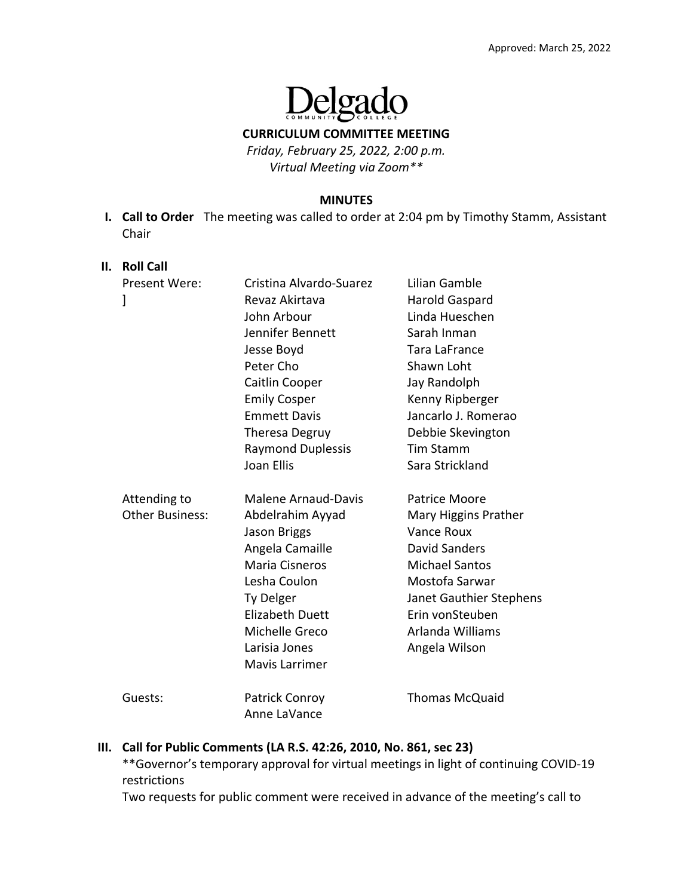Approved: March 25, 2022

Delgado Community College

**CURRICULUM COMMITTEE MEETING**

*Friday, February 25, 2022, 2:00 p.m.*
*Virtual Meeting via Zoom\*\**

**MINUTES**

**I. Call to Order** The meeting was called to order at 2:04 pm by Timothy Stamm, Assistant Chair

**II. Roll Call**

| | | |
|---|---|---|
| Present Were: | Cristina Alvardo-Suarez | Lilian Gamble |
| ] | Revaz Akirtava | Harold Gaspard |
| | John Arbour | Linda Hueschen |
| | Jennifer Bennett | Sarah Inman |
| | Jesse Boyd | Tara LaFrance |
| | Peter Cho | Shawn Loht |
| | Caitlin Cooper | Jay Randolph |
| | Emily Cosper | Kenny Ripberger |
| | Emmett Davis | Jancarlo J. Romerao |
| | Theresa Degruy | Debbie Skevington |
| | Raymond Duplessis | Tim Stamm |
| | Joan Ellis | Sara Strickland |
| Attending to Other Business: | Malene Arnaud-Davis | Patrice Moore |
| | Abdelrahim Ayyad | Mary Higgins Prather |
| | Jason Briggs | Vance Roux |
| | Angela Camaille | David Sanders |
| | Maria Cisneros | Michael Santos |
| | Lesha Coulon | Mostofa Sarwar |
| | Ty Delger | Janet Gauthier Stephens |
| | Elizabeth Duett | Erin vonSteuben |
| | Michelle Greco | Arlanda Williams |
| | Larisia Jones | Angela Wilson |
| | Mavis Larrimer | |
| Guests: | Patrick Conroy | Thomas McQuaid |
| | Anne LaVance | |

**III. Call for Public Comments (LA R.S. 42:26, 2010, No. 861, sec 23)**

**Governor's temporary approval for virtual meetings in light of continuing COVID-19 restrictions

Two requests for public comment were received in advance of the meeting's call to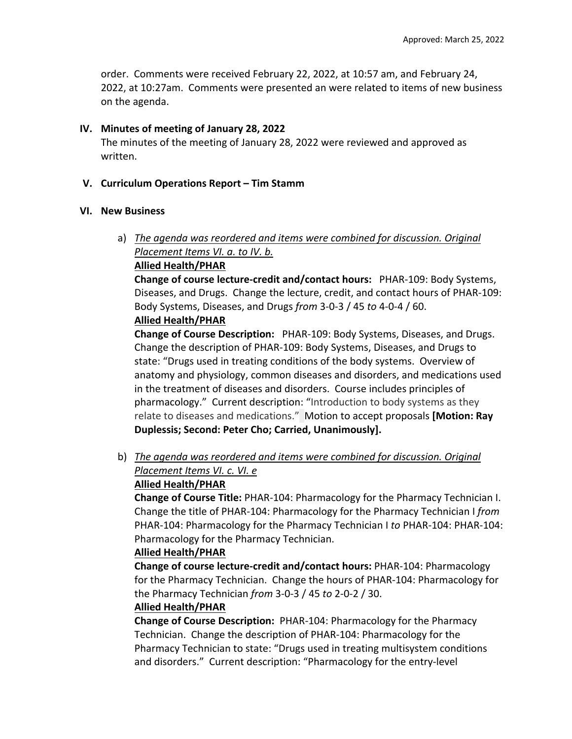order. Comments were received February 22, 2022, at 10:57 am, and February 24, 2022, at 10:27am. Comments were presented an were related to items of new business on the agenda.

## IV. Minutes of meeting of January 28, 2022

The minutes of the meeting of January 28, 2022 were reviewed and approved as written.

## V. Curriculum Operations Report – Tim Stamm

## VI. New Business

a) <u>*The agenda was reordered and items were combined for discussion. Original Placement Items VI. a. to IV. b.*</u>

**<u>Allied Health/PHAR</u>**

**Change of course lecture-credit and/contact hours:** PHAR-109: Body Systems, Diseases, and Drugs. Change the lecture, credit, and contact hours of PHAR-109: Body Systems, Diseases, and Drugs *from* 3-0-3 / 45 *to* 4-0-4 / 60.

**<u>Allied Health/PHAR</u>**

**Change of Course Description:** PHAR-109: Body Systems, Diseases, and Drugs. Change the description of PHAR-109: Body Systems, Diseases, and Drugs to state: "Drugs used in treating conditions of the body systems. Overview of anatomy and physiology, common diseases and disorders, and medications used in the treatment of diseases and disorders. Course includes principles of pharmacology." Current description: "Introduction to body systems as they relate to diseases and medications." Motion to accept proposals **[Motion: Ray Duplessis; Second: Peter Cho; Carried, Unanimously].**

b) <u>*The agenda was reordered and items were combined for discussion. Original Placement Items VI. c. VI. e*</u>

**<u>Allied Health/PHAR</u>**

**Change of Course Title:** PHAR-104: Pharmacology for the Pharmacy Technician I. Change the title of PHAR-104: Pharmacology for the Pharmacy Technician I *from* PHAR-104: Pharmacology for the Pharmacy Technician I *to* PHAR-104: PHAR-104: Pharmacology for the Pharmacy Technician.

**<u>Allied Health/PHAR</u>**

**Change of course lecture-credit and/contact hours:** PHAR-104: Pharmacology for the Pharmacy Technician. Change the hours of PHAR-104: Pharmacology for the Pharmacy Technician *from* 3-0-3 / 45 *to* 2-0-2 / 30.

**<u>Allied Health/PHAR</u>**

**Change of Course Description:** PHAR-104: Pharmacology for the Pharmacy Technician. Change the description of PHAR-104: Pharmacology for the Pharmacy Technician to state: "Drugs used in treating multisystem conditions and disorders." Current description: "Pharmacology for the entry-level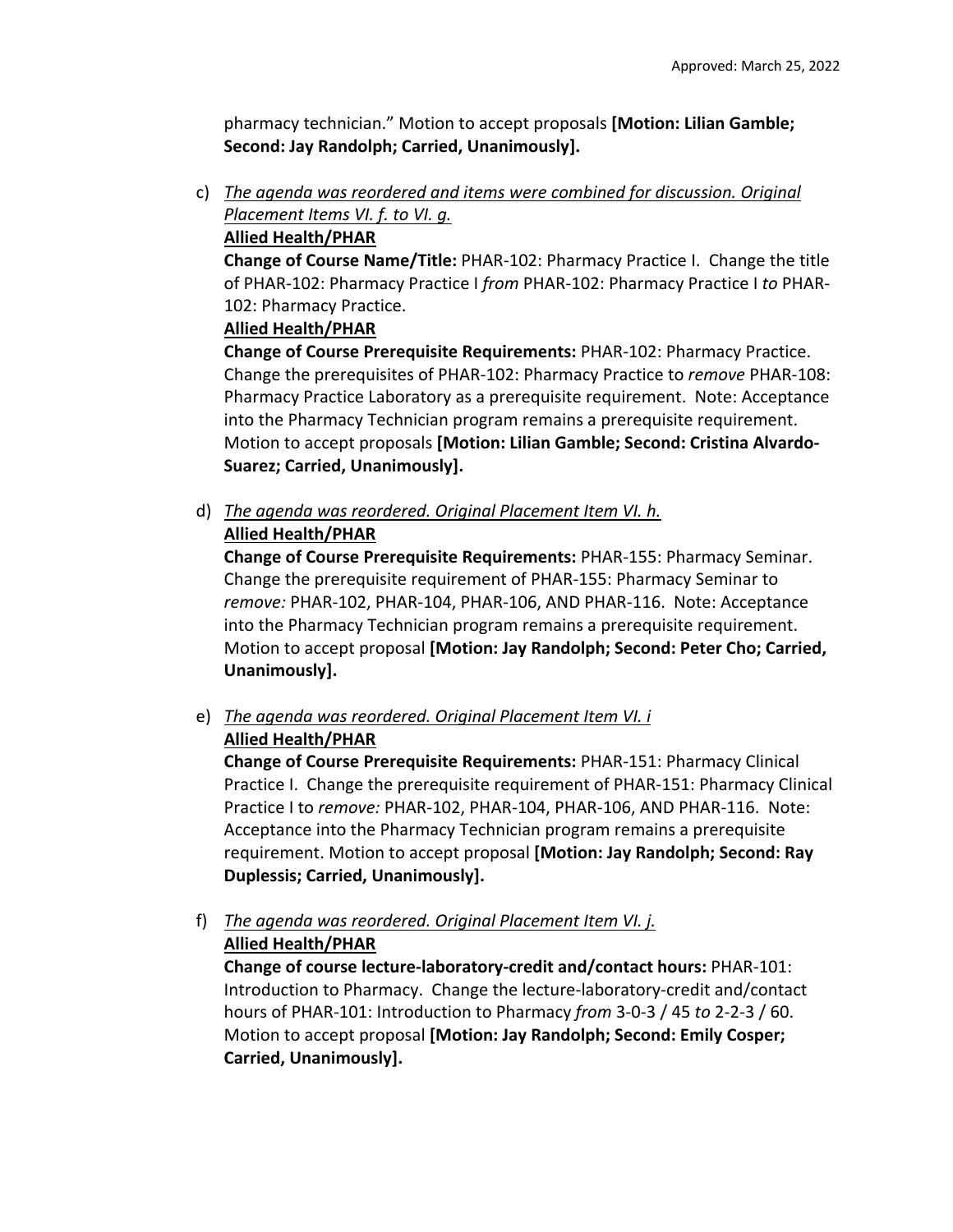pharmacy technician." Motion to accept proposals **[Motion: Lilian Gamble; Second: Jay Randolph; Carried, Unanimously].**

c) _The agenda was reordered and items were combined for discussion. Original Placement Items VI. f. to VI. g._

   **Allied Health/PHAR**

   **Change of Course Name/Title:** PHAR-102: Pharmacy Practice I. Change the title of PHAR-102: Pharmacy Practice I *from* PHAR-102: Pharmacy Practice I *to* PHAR-102: Pharmacy Practice.

   **Allied Health/PHAR**

   **Change of Course Prerequisite Requirements:** PHAR-102: Pharmacy Practice. Change the prerequisites of PHAR-102: Pharmacy Practice to *remove* PHAR-108: Pharmacy Practice Laboratory as a prerequisite requirement. Note: Acceptance into the Pharmacy Technician program remains a prerequisite requirement. Motion to accept proposals **[Motion: Lilian Gamble; Second: Cristina Alvardo-Suarez; Carried, Unanimously].**

d) _The agenda was reordered. Original Placement Item VI. h._

   **Allied Health/PHAR**

   **Change of Course Prerequisite Requirements:** PHAR-155: Pharmacy Seminar. Change the prerequisite requirement of PHAR-155: Pharmacy Seminar to *remove:* PHAR-102, PHAR-104, PHAR-106, AND PHAR-116. Note: Acceptance into the Pharmacy Technician program remains a prerequisite requirement. Motion to accept proposal **[Motion: Jay Randolph; Second: Peter Cho; Carried, Unanimously].**

e) _The agenda was reordered. Original Placement Item VI. i_

   **Allied Health/PHAR**

   **Change of Course Prerequisite Requirements:** PHAR-151: Pharmacy Clinical Practice I. Change the prerequisite requirement of PHAR-151: Pharmacy Clinical Practice I to *remove:* PHAR-102, PHAR-104, PHAR-106, AND PHAR-116. Note: Acceptance into the Pharmacy Technician program remains a prerequisite requirement. Motion to accept proposal **[Motion: Jay Randolph; Second: Ray Duplessis; Carried, Unanimously].**

f) _The agenda was reordered. Original Placement Item VI. j._

   **Allied Health/PHAR**

   **Change of course lecture-laboratory-credit and/contact hours:** PHAR-101: Introduction to Pharmacy. Change the lecture-laboratory-credit and/contact hours of PHAR-101: Introduction to Pharmacy *from* 3-0-3 / 45 *to* 2-2-3 / 60. Motion to accept proposal **[Motion: Jay Randolph; Second: Emily Cosper; Carried, Unanimously].**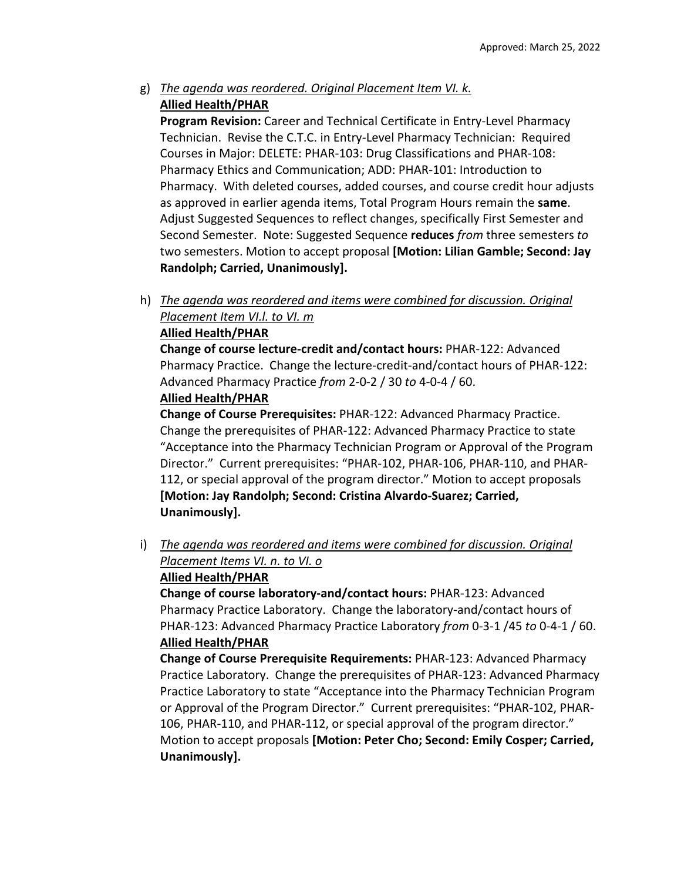g) *The agenda was reordered. Original Placement Item VI. k.*
   **Allied Health/PHAR**
   **Program Revision:** Career and Technical Certificate in Entry-Level Pharmacy Technician. Revise the C.T.C. in Entry-Level Pharmacy Technician: Required Courses in Major: DELETE: PHAR-103: Drug Classifications and PHAR-108: Pharmacy Ethics and Communication; ADD: PHAR-101: Introduction to Pharmacy. With deleted courses, added courses, and course credit hour adjusts as approved in earlier agenda items, Total Program Hours remain the **same**. Adjust Suggested Sequences to reflect changes, specifically First Semester and Second Semester. Note: Suggested Sequence **reduces** *from* three semesters *to* two semesters. Motion to accept proposal **[Motion: Lilian Gamble; Second: Jay Randolph; Carried, Unanimously].**

h) *The agenda was reordered and items were combined for discussion. Original Placement Item VI.l. to VI. m*
   **Allied Health/PHAR**
   **Change of course lecture-credit and/contact hours:** PHAR-122: Advanced Pharmacy Practice. Change the lecture-credit-and/contact hours of PHAR-122: Advanced Pharmacy Practice *from* 2-0-2 / 30 *to* 4-0-4 / 60.
   **Allied Health/PHAR**
   **Change of Course Prerequisites:** PHAR-122: Advanced Pharmacy Practice. Change the prerequisites of PHAR-122: Advanced Pharmacy Practice to state "Acceptance into the Pharmacy Technician Program or Approval of the Program Director." Current prerequisites: "PHAR-102, PHAR-106, PHAR-110, and PHAR-112, or special approval of the program director." Motion to accept proposals **[Motion: Jay Randolph; Second: Cristina Alvardo-Suarez; Carried, Unanimously].**

i) *The agenda was reordered and items were combined for discussion. Original Placement Items VI. n. to VI. o*
   **Allied Health/PHAR**
   **Change of course laboratory-and/contact hours:** PHAR-123: Advanced Pharmacy Practice Laboratory. Change the laboratory-and/contact hours of PHAR-123: Advanced Pharmacy Practice Laboratory *from* 0-3-1 /45 *to* 0-4-1 / 60.
   **Allied Health/PHAR**
   **Change of Course Prerequisite Requirements:** PHAR-123: Advanced Pharmacy Practice Laboratory. Change the prerequisites of PHAR-123: Advanced Pharmacy Practice Laboratory to state "Acceptance into the Pharmacy Technician Program or Approval of the Program Director." Current prerequisites: "PHAR-102, PHAR-106, PHAR-110, and PHAR-112, or special approval of the program director." Motion to accept proposals **[Motion: Peter Cho; Second: Emily Cosper; Carried, Unanimously].**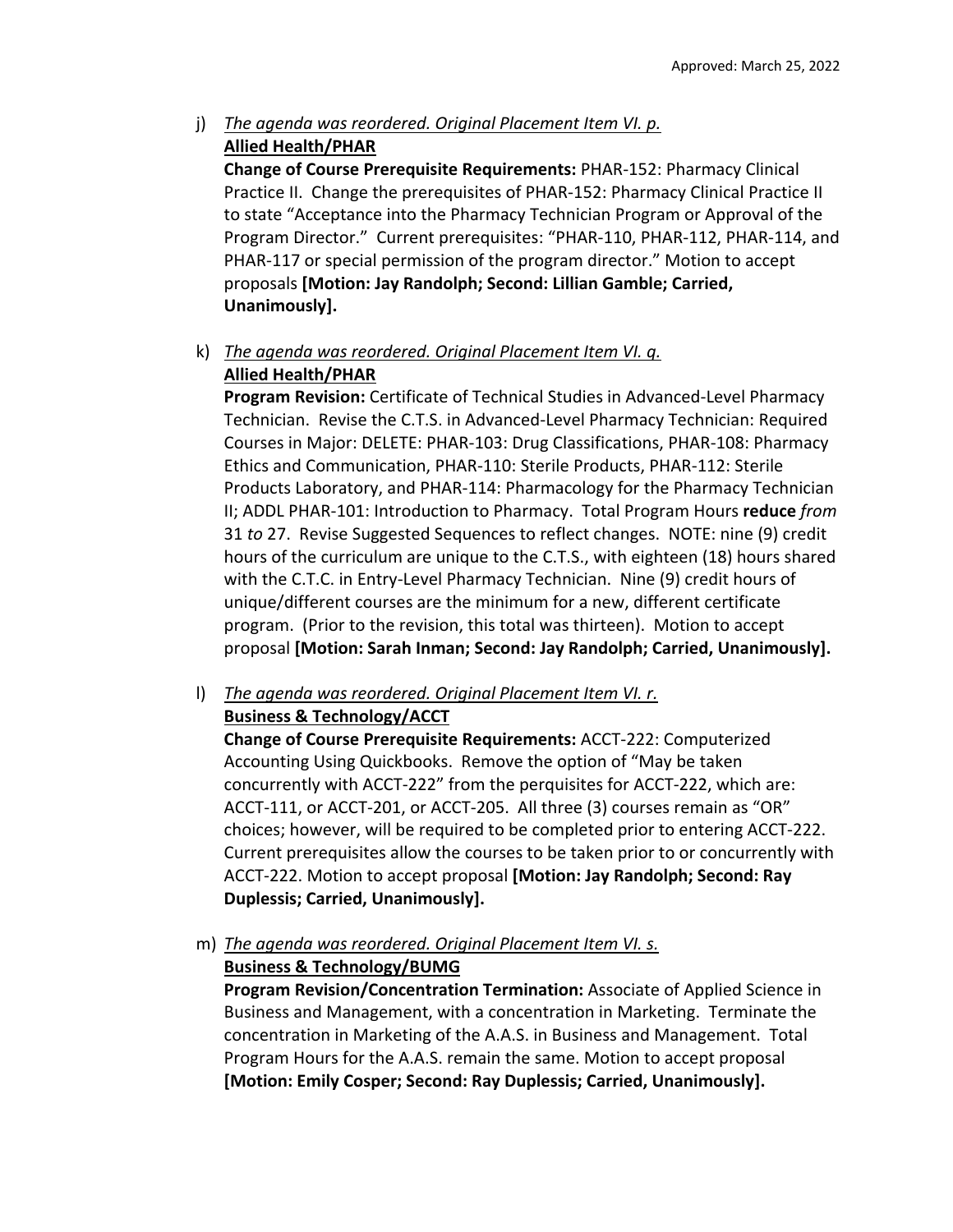j) *The agenda was reordered. Original Placement Item VI. p.*
**Allied Health/PHAR**
**Change of Course Prerequisite Requirements:** PHAR-152: Pharmacy Clinical Practice II. Change the prerequisites of PHAR-152: Pharmacy Clinical Practice II to state "Acceptance into the Pharmacy Technician Program or Approval of the Program Director." Current prerequisites: "PHAR-110, PHAR-112, PHAR-114, and PHAR-117 or special permission of the program director." Motion to accept proposals **[Motion: Jay Randolph; Second: Lillian Gamble; Carried, Unanimously].**

k) *The agenda was reordered. Original Placement Item VI. q.*
**Allied Health/PHAR**
**Program Revision:** Certificate of Technical Studies in Advanced-Level Pharmacy Technician. Revise the C.T.S. in Advanced-Level Pharmacy Technician: Required Courses in Major: DELETE: PHAR-103: Drug Classifications, PHAR-108: Pharmacy Ethics and Communication, PHAR-110: Sterile Products, PHAR-112: Sterile Products Laboratory, and PHAR-114: Pharmacology for the Pharmacy Technician II; ADDL PHAR-101: Introduction to Pharmacy. Total Program Hours **reduce** *from* 31 *to* 27. Revise Suggested Sequences to reflect changes. NOTE: nine (9) credit hours of the curriculum are unique to the C.T.S., with eighteen (18) hours shared with the C.T.C. in Entry-Level Pharmacy Technician. Nine (9) credit hours of unique/different courses are the minimum for a new, different certificate program. (Prior to the revision, this total was thirteen). Motion to accept proposal **[Motion: Sarah Inman; Second: Jay Randolph; Carried, Unanimously].**

l) *The agenda was reordered. Original Placement Item VI. r.*
**Business & Technology/ACCT**
**Change of Course Prerequisite Requirements:** ACCT-222: Computerized Accounting Using Quickbooks. Remove the option of "May be taken concurrently with ACCT-222" from the perquisites for ACCT-222, which are: ACCT-111, or ACCT-201, or ACCT-205. All three (3) courses remain as "OR" choices; however, will be required to be completed prior to entering ACCT-222. Current prerequisites allow the courses to be taken prior to or concurrently with ACCT-222. Motion to accept proposal **[Motion: Jay Randolph; Second: Ray Duplessis; Carried, Unanimously].**

m) *The agenda was reordered. Original Placement Item VI. s.*
**Business & Technology/BUMG**
**Program Revision/Concentration Termination:** Associate of Applied Science in Business and Management, with a concentration in Marketing. Terminate the concentration in Marketing of the A.A.S. in Business and Management. Total Program Hours for the A.A.S. remain the same. Motion to accept proposal **[Motion: Emily Cosper; Second: Ray Duplessis; Carried, Unanimously].**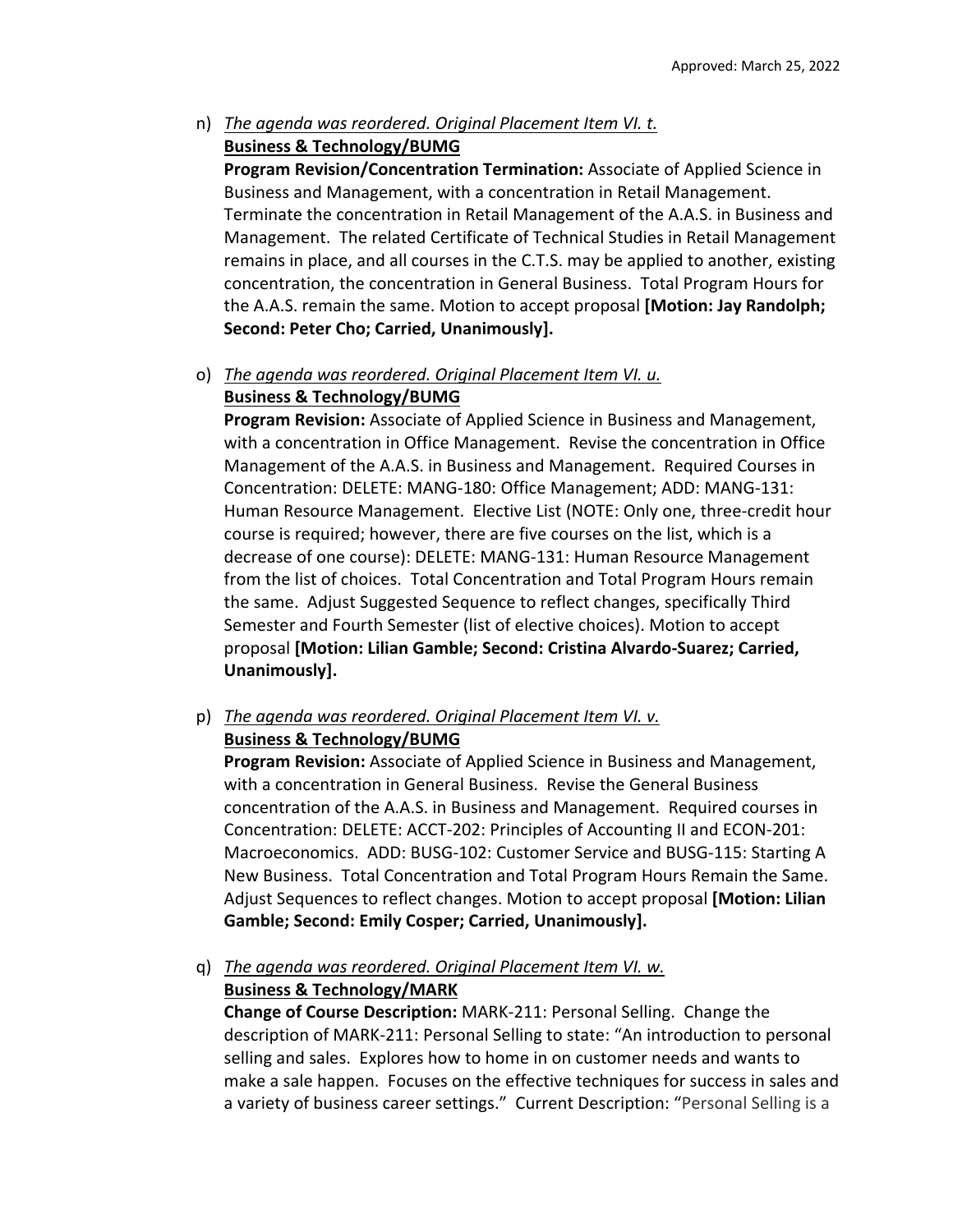n) *The agenda was reordered. Original Placement Item VI. t.*
**Business & Technology/BUMG**
**Program Revision/Concentration Termination:** Associate of Applied Science in Business and Management, with a concentration in Retail Management. Terminate the concentration in Retail Management of the A.A.S. in Business and Management. The related Certificate of Technical Studies in Retail Management remains in place, and all courses in the C.T.S. may be applied to another, existing concentration, the concentration in General Business. Total Program Hours for the A.A.S. remain the same. Motion to accept proposal **[Motion: Jay Randolph; Second: Peter Cho; Carried, Unanimously].**

o) *The agenda was reordered. Original Placement Item VI. u.*
**Business & Technology/BUMG**
**Program Revision:** Associate of Applied Science in Business and Management, with a concentration in Office Management. Revise the concentration in Office Management of the A.A.S. in Business and Management. Required Courses in Concentration: DELETE: MANG-180: Office Management; ADD: MANG-131: Human Resource Management. Elective List (NOTE: Only one, three-credit hour course is required; however, there are five courses on the list, which is a decrease of one course): DELETE: MANG-131: Human Resource Management from the list of choices. Total Concentration and Total Program Hours remain the same. Adjust Suggested Sequence to reflect changes, specifically Third Semester and Fourth Semester (list of elective choices). Motion to accept proposal **[Motion: Lilian Gamble; Second: Cristina Alvardo-Suarez; Carried, Unanimously].**

p) *The agenda was reordered. Original Placement Item VI. v.*
**Business & Technology/BUMG**
**Program Revision:** Associate of Applied Science in Business and Management, with a concentration in General Business. Revise the General Business concentration of the A.A.S. in Business and Management. Required courses in Concentration: DELETE: ACCT-202: Principles of Accounting II and ECON-201: Macroeconomics. ADD: BUSG-102: Customer Service and BUSG-115: Starting A New Business. Total Concentration and Total Program Hours Remain the Same. Adjust Sequences to reflect changes. Motion to accept proposal **[Motion: Lilian Gamble; Second: Emily Cosper; Carried, Unanimously].**

q) *The agenda was reordered. Original Placement Item VI. w.*
**Business & Technology/MARK**
**Change of Course Description:** MARK-211: Personal Selling. Change the description of MARK-211: Personal Selling to state: "An introduction to personal selling and sales. Explores how to home in on customer needs and wants to make a sale happen. Focuses on the effective techniques for success in sales and a variety of business career settings." Current Description: "Personal Selling is a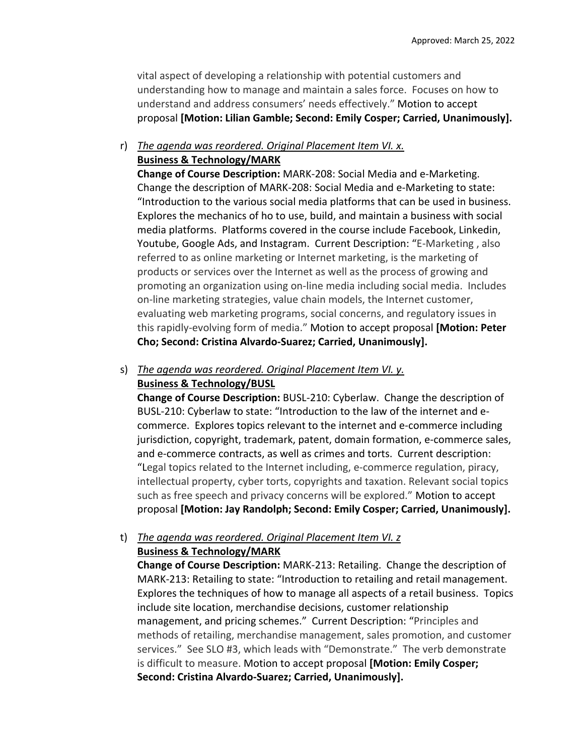vital aspect of developing a relationship with potential customers and understanding how to manage and maintain a sales force. Focuses on how to understand and address consumers' needs effectively." Motion to accept proposal **[Motion: Lilian Gamble; Second: Emily Cosper; Carried, Unanimously].**

r) *The agenda was reordered. Original Placement Item VI. x.*
**Business & Technology/MARK**
**Change of Course Description:** MARK-208: Social Media and e-Marketing. Change the description of MARK-208: Social Media and e-Marketing to state: "Introduction to the various social media platforms that can be used in business. Explores the mechanics of ho to use, build, and maintain a business with social media platforms. Platforms covered in the course include Facebook, Linkedin, Youtube, Google Ads, and Instagram. Current Description: "E-Marketing , also referred to as online marketing or Internet marketing, is the marketing of products or services over the Internet as well as the process of growing and promoting an organization using on-line media including social media. Includes on-line marketing strategies, value chain models, the Internet customer, evaluating web marketing programs, social concerns, and regulatory issues in this rapidly-evolving form of media." Motion to accept proposal **[Motion: Peter Cho; Second: Cristina Alvardo-Suarez; Carried, Unanimously].**

s) *The agenda was reordered. Original Placement Item VI. y.*
**Business & Technology/BUSL**
**Change of Course Description:** BUSL-210: Cyberlaw. Change the description of BUSL-210: Cyberlaw to state: "Introduction to the law of the internet and e-commerce. Explores topics relevant to the internet and e-commerce including jurisdiction, copyright, trademark, patent, domain formation, e-commerce sales, and e-commerce contracts, as well as crimes and torts. Current description: "Legal topics related to the Internet including, e-commerce regulation, piracy, intellectual property, cyber torts, copyrights and taxation. Relevant social topics such as free speech and privacy concerns will be explored." Motion to accept proposal **[Motion: Jay Randolph; Second: Emily Cosper; Carried, Unanimously].**

t) *The agenda was reordered. Original Placement Item VI. z*
**Business & Technology/MARK**
**Change of Course Description:** MARK-213: Retailing. Change the description of MARK-213: Retailing to state: "Introduction to retailing and retail management. Explores the techniques of how to manage all aspects of a retail business. Topics include site location, merchandise decisions, customer relationship management, and pricing schemes." Current Description: "Principles and methods of retailing, merchandise management, sales promotion, and customer services." See SLO #3, which leads with "Demonstrate." The verb demonstrate is difficult to measure. Motion to accept proposal **[Motion: Emily Cosper; Second: Cristina Alvardo-Suarez; Carried, Unanimously].**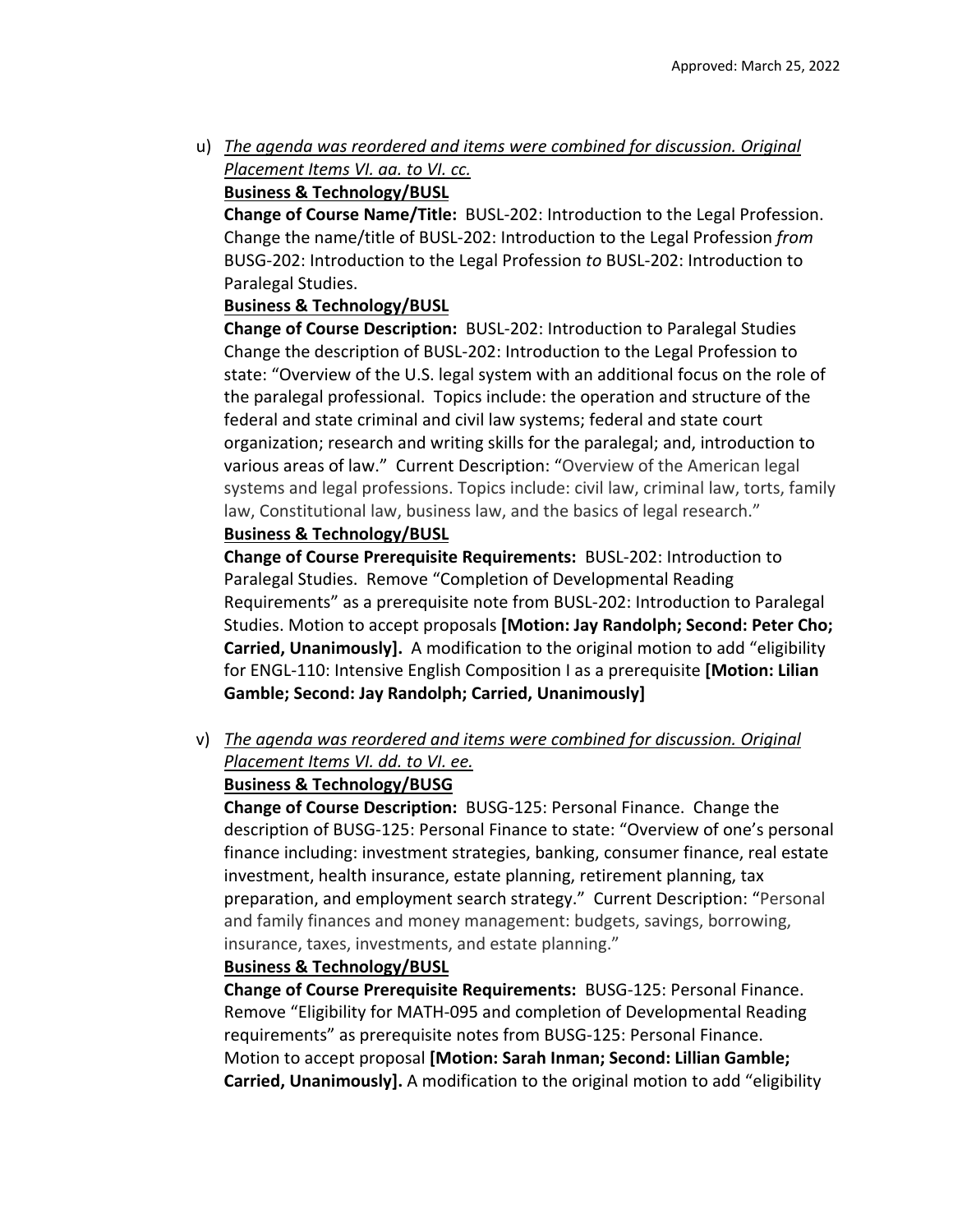Approved: March 25, 2022

u) *The agenda was reordered and items were combined for discussion. Original Placement Items VI. aa. to VI. cc.*

**Business & Technology/BUSL**

**Change of Course Name/Title:** BUSL-202: Introduction to the Legal Profession. Change the name/title of BUSL-202: Introduction to the Legal Profession *from* BUSG-202: Introduction to the Legal Profession *to* BUSL-202: Introduction to Paralegal Studies.

**Business & Technology/BUSL**

**Change of Course Description:** BUSL-202: Introduction to Paralegal Studies Change the description of BUSL-202: Introduction to the Legal Profession to state: "Overview of the U.S. legal system with an additional focus on the role of the paralegal professional. Topics include: the operation and structure of the federal and state criminal and civil law systems; federal and state court organization; research and writing skills for the paralegal; and, introduction to various areas of law." Current Description: "Overview of the American legal systems and legal professions. Topics include: civil law, criminal law, torts, family law, Constitutional law, business law, and the basics of legal research."

**Business & Technology/BUSL**

**Change of Course Prerequisite Requirements:** BUSL-202: Introduction to Paralegal Studies. Remove "Completion of Developmental Reading Requirements" as a prerequisite note from BUSL-202: Introduction to Paralegal Studies. Motion to accept proposals **[Motion: Jay Randolph; Second: Peter Cho; Carried, Unanimously].** A modification to the original motion to add "eligibility for ENGL-110: Intensive English Composition I as a prerequisite **[Motion: Lilian Gamble; Second: Jay Randolph; Carried, Unanimously]**

v) *The agenda was reordered and items were combined for discussion. Original Placement Items VI. dd. to VI. ee.*

**Business & Technology/BUSG**

**Change of Course Description:** BUSG-125: Personal Finance. Change the description of BUSG-125: Personal Finance to state: "Overview of one's personal finance including: investment strategies, banking, consumer finance, real estate investment, health insurance, estate planning, retirement planning, tax preparation, and employment search strategy." Current Description: "Personal and family finances and money management: budgets, savings, borrowing, insurance, taxes, investments, and estate planning."

**Business & Technology/BUSL**

**Change of Course Prerequisite Requirements:** BUSG-125: Personal Finance. Remove "Eligibility for MATH-095 and completion of Developmental Reading requirements" as prerequisite notes from BUSG-125: Personal Finance. Motion to accept proposal **[Motion: Sarah Inman; Second: Lillian Gamble; Carried, Unanimously].** A modification to the original motion to add "eligibility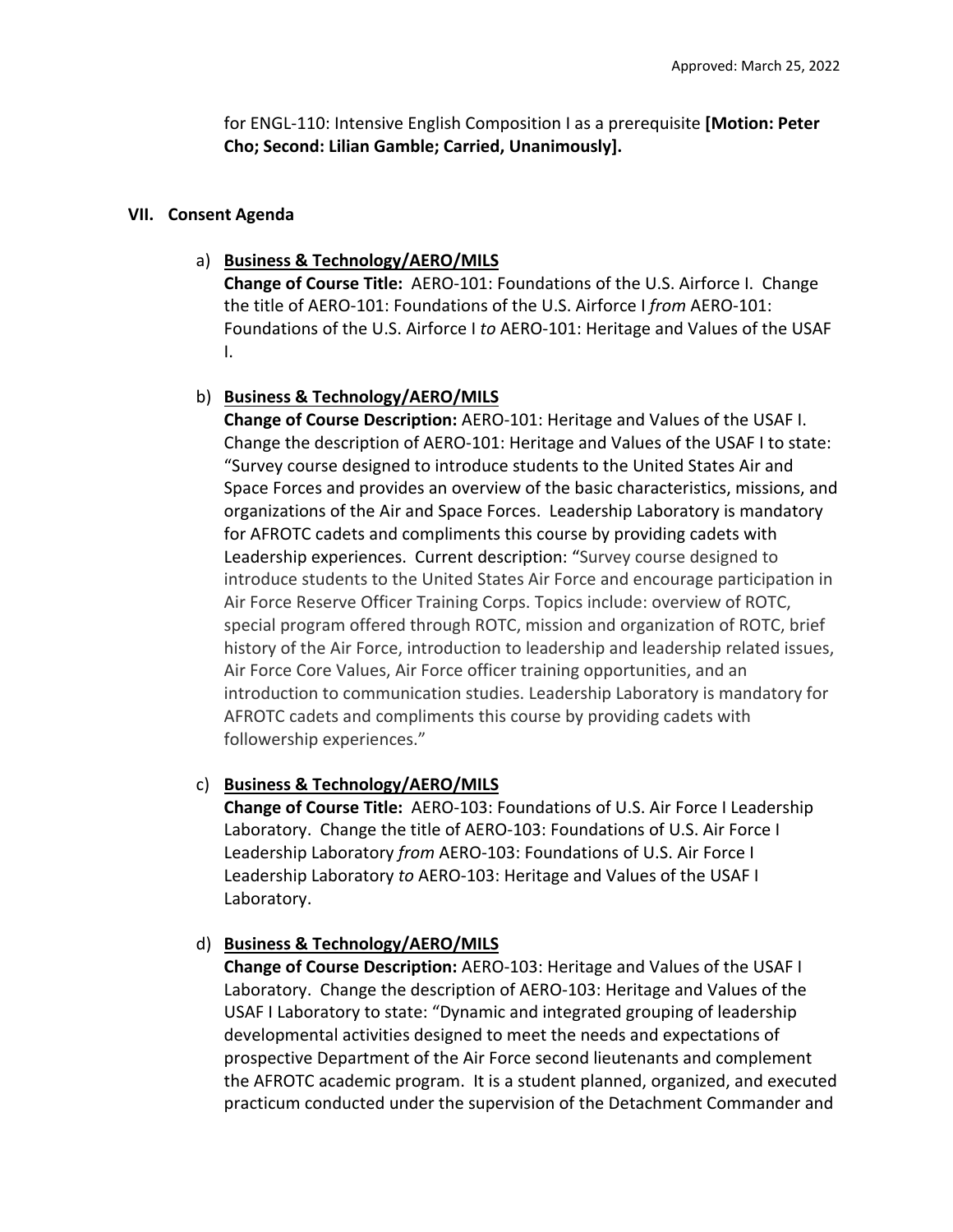for ENGL-110: Intensive English Composition I as a prerequisite **[Motion: Peter Cho; Second: Lilian Gamble; Carried, Unanimously].**

## VII. Consent Agenda

a) **Business & Technology/AERO/MILS**
**Change of Course Title:** AERO-101: Foundations of the U.S. Airforce I. Change the title of AERO-101: Foundations of the U.S. Airforce I *from* AERO-101: Foundations of the U.S. Airforce I *to* AERO-101: Heritage and Values of the USAF I.

b) **Business & Technology/AERO/MILS**
**Change of Course Description:** AERO-101: Heritage and Values of the USAF I. Change the description of AERO-101: Heritage and Values of the USAF I to state: "Survey course designed to introduce students to the United States Air and Space Forces and provides an overview of the basic characteristics, missions, and organizations of the Air and Space Forces. Leadership Laboratory is mandatory for AFROTC cadets and compliments this course by providing cadets with Leadership experiences. Current description: "Survey course designed to introduce students to the United States Air Force and encourage participation in Air Force Reserve Officer Training Corps. Topics include: overview of ROTC, special program offered through ROTC, mission and organization of ROTC, brief history of the Air Force, introduction to leadership and leadership related issues, Air Force Core Values, Air Force officer training opportunities, and an introduction to communication studies. Leadership Laboratory is mandatory for AFROTC cadets and compliments this course by providing cadets with followership experiences."

c) **Business & Technology/AERO/MILS**
**Change of Course Title:** AERO-103: Foundations of U.S. Air Force I Leadership Laboratory. Change the title of AERO-103: Foundations of U.S. Air Force I Leadership Laboratory *from* AERO-103: Foundations of U.S. Air Force I Leadership Laboratory *to* AERO-103: Heritage and Values of the USAF I Laboratory.

d) **Business & Technology/AERO/MILS**
**Change of Course Description:** AERO-103: Heritage and Values of the USAF I Laboratory. Change the description of AERO-103: Heritage and Values of the USAF I Laboratory to state: "Dynamic and integrated grouping of leadership developmental activities designed to meet the needs and expectations of prospective Department of the Air Force second lieutenants and complement the AFROTC academic program. It is a student planned, organized, and executed practicum conducted under the supervision of the Detachment Commander and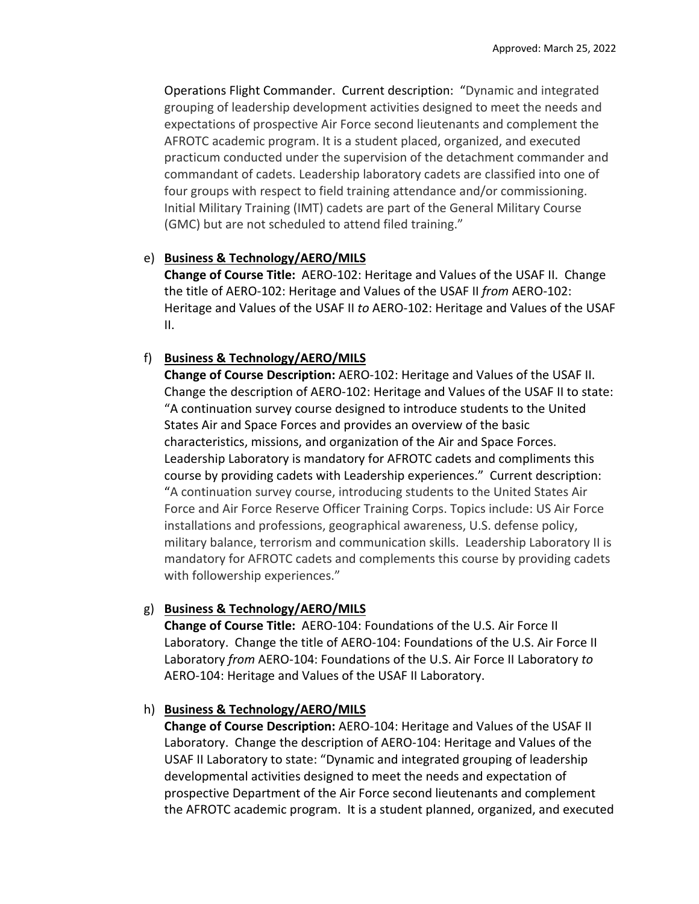Operations Flight Commander. Current description: "Dynamic and integrated grouping of leadership development activities designed to meet the needs and expectations of prospective Air Force second lieutenants and complement the AFROTC academic program. It is a student placed, organized, and executed practicum conducted under the supervision of the detachment commander and commandant of cadets. Leadership laboratory cadets are classified into one of four groups with respect to field training attendance and/or commissioning. Initial Military Training (IMT) cadets are part of the General Military Course (GMC) but are not scheduled to attend filed training."

e) **Business & Technology/AERO/MILS**
**Change of Course Title:** AERO-102: Heritage and Values of the USAF II. Change the title of AERO-102: Heritage and Values of the USAF II *from* AERO-102: Heritage and Values of the USAF II *to* AERO-102: Heritage and Values of the USAF II.

f) **Business & Technology/AERO/MILS**
**Change of Course Description:** AERO-102: Heritage and Values of the USAF II. Change the description of AERO-102: Heritage and Values of the USAF II to state: "A continuation survey course designed to introduce students to the United States Air and Space Forces and provides an overview of the basic characteristics, missions, and organization of the Air and Space Forces. Leadership Laboratory is mandatory for AFROTC cadets and compliments this course by providing cadets with Leadership experiences." Current description: "A continuation survey course, introducing students to the United States Air Force and Air Force Reserve Officer Training Corps. Topics include: US Air Force installations and professions, geographical awareness, U.S. defense policy, military balance, terrorism and communication skills. Leadership Laboratory II is mandatory for AFROTC cadets and complements this course by providing cadets with followership experiences."

g) **Business & Technology/AERO/MILS**
**Change of Course Title:** AERO-104: Foundations of the U.S. Air Force II Laboratory. Change the title of AERO-104: Foundations of the U.S. Air Force II Laboratory *from* AERO-104: Foundations of the U.S. Air Force II Laboratory *to* AERO-104: Heritage and Values of the USAF II Laboratory.

h) **Business & Technology/AERO/MILS**
**Change of Course Description:** AERO-104: Heritage and Values of the USAF II Laboratory. Change the description of AERO-104: Heritage and Values of the USAF II Laboratory to state: "Dynamic and integrated grouping of leadership developmental activities designed to meet the needs and expectation of prospective Department of the Air Force second lieutenants and complement the AFROTC academic program. It is a student planned, organized, and executed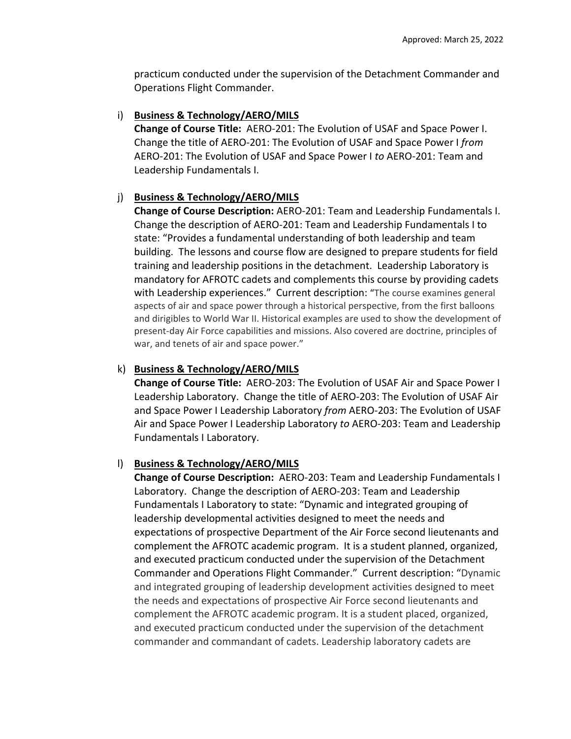practicum conducted under the supervision of the Detachment Commander and Operations Flight Commander.

i) **Business & Technology/AERO/MILS**
**Change of Course Title:** AERO-201: The Evolution of USAF and Space Power I. Change the title of AERO-201: The Evolution of USAF and Space Power I *from* AERO-201: The Evolution of USAF and Space Power I *to* AERO-201: Team and Leadership Fundamentals I.

j) **Business & Technology/AERO/MILS**
**Change of Course Description:** AERO-201: Team and Leadership Fundamentals I. Change the description of AERO-201: Team and Leadership Fundamentals I to state: "Provides a fundamental understanding of both leadership and team building. The lessons and course flow are designed to prepare students for field training and leadership positions in the detachment. Leadership Laboratory is mandatory for AFROTC cadets and complements this course by providing cadets with Leadership experiences." Current description: "The course examines general aspects of air and space power through a historical perspective, from the first balloons and dirigibles to World War II. Historical examples are used to show the development of present-day Air Force capabilities and missions. Also covered are doctrine, principles of war, and tenets of air and space power."

k) **Business & Technology/AERO/MILS**
**Change of Course Title:** AERO-203: The Evolution of USAF Air and Space Power I Leadership Laboratory. Change the title of AERO-203: The Evolution of USAF Air and Space Power I Leadership Laboratory *from* AERO-203: The Evolution of USAF Air and Space Power I Leadership Laboratory *to* AERO-203: Team and Leadership Fundamentals I Laboratory.

l) **Business & Technology/AERO/MILS**
**Change of Course Description:** AERO-203: Team and Leadership Fundamentals I Laboratory. Change the description of AERO-203: Team and Leadership Fundamentals I Laboratory to state: "Dynamic and integrated grouping of leadership developmental activities designed to meet the needs and expectations of prospective Department of the Air Force second lieutenants and complement the AFROTC academic program. It is a student planned, organized, and executed practicum conducted under the supervision of the Detachment Commander and Operations Flight Commander." Current description: "Dynamic and integrated grouping of leadership development activities designed to meet the needs and expectations of prospective Air Force second lieutenants and complement the AFROTC academic program. It is a student placed, organized, and executed practicum conducted under the supervision of the detachment commander and commandant of cadets. Leadership laboratory cadets are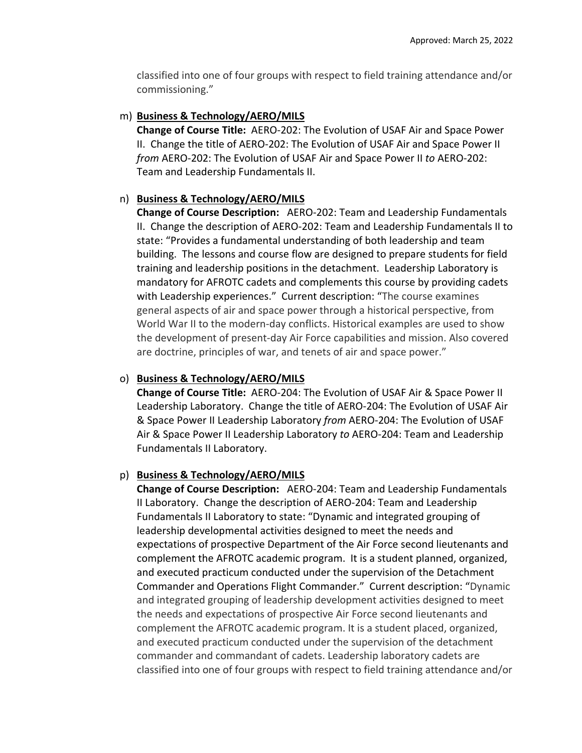classified into one of four groups with respect to field training attendance and/or commissioning."

m) **Business & Technology/AERO/MILS**
**Change of Course Title:** AERO-202: The Evolution of USAF Air and Space Power II. Change the title of AERO-202: The Evolution of USAF Air and Space Power II *from* AERO-202: The Evolution of USAF Air and Space Power II *to* AERO-202: Team and Leadership Fundamentals II.

n) **Business & Technology/AERO/MILS**
**Change of Course Description:** AERO-202: Team and Leadership Fundamentals II. Change the description of AERO-202: Team and Leadership Fundamentals II to state: "Provides a fundamental understanding of both leadership and team building. The lessons and course flow are designed to prepare students for field training and leadership positions in the detachment. Leadership Laboratory is mandatory for AFROTC cadets and complements this course by providing cadets with Leadership experiences." Current description: "The course examines general aspects of air and space power through a historical perspective, from World War II to the modern-day conflicts. Historical examples are used to show the development of present-day Air Force capabilities and mission. Also covered are doctrine, principles of war, and tenets of air and space power."

o) **Business & Technology/AERO/MILS**
**Change of Course Title:** AERO-204: The Evolution of USAF Air & Space Power II Leadership Laboratory. Change the title of AERO-204: The Evolution of USAF Air & Space Power II Leadership Laboratory *from* AERO-204: The Evolution of USAF Air & Space Power II Leadership Laboratory *to* AERO-204: Team and Leadership Fundamentals II Laboratory.

p) **Business & Technology/AERO/MILS**
**Change of Course Description:** AERO-204: Team and Leadership Fundamentals II Laboratory. Change the description of AERO-204: Team and Leadership Fundamentals II Laboratory to state: "Dynamic and integrated grouping of leadership developmental activities designed to meet the needs and expectations of prospective Department of the Air Force second lieutenants and complement the AFROTC academic program. It is a student planned, organized, and executed practicum conducted under the supervision of the Detachment Commander and Operations Flight Commander." Current description: "Dynamic and integrated grouping of leadership development activities designed to meet the needs and expectations of prospective Air Force second lieutenants and complement the AFROTC academic program. It is a student placed, organized, and executed practicum conducted under the supervision of the detachment commander and commandant of cadets. Leadership laboratory cadets are classified into one of four groups with respect to field training attendance and/or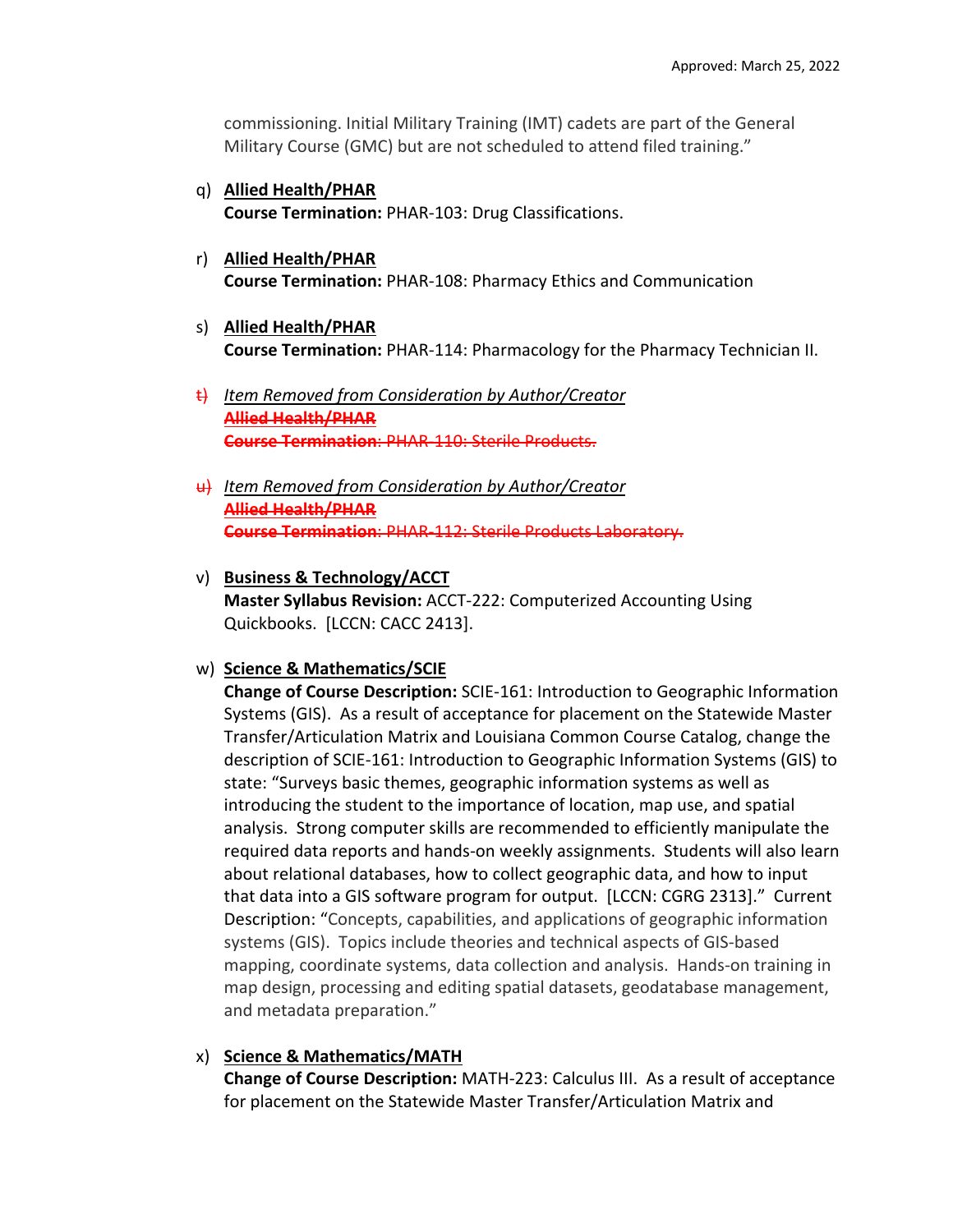commissioning. Initial Military Training (IMT) cadets are part of the General Military Course (GMC) but are not scheduled to attend filed training."

q) **Allied Health/PHAR**
**Course Termination:** PHAR-103: Drug Classifications.

r) **Allied Health/PHAR**
**Course Termination:** PHAR-108: Pharmacy Ethics and Communication

s) **Allied Health/PHAR**
**Course Termination:** PHAR-114: Pharmacology for the Pharmacy Technician II.

~~t)~~ *Item Removed from Consideration by Author/Creator*
~~**Allied Health/PHAR**~~
~~**Course Termination**: PHAR-110: Sterile Products.~~

~~u)~~ *Item Removed from Consideration by Author/Creator*
~~**Allied Health/PHAR**~~
~~**Course Termination**: PHAR-112: Sterile Products Laboratory.~~

v) **Business & Technology/ACCT**
**Master Syllabus Revision:** ACCT-222: Computerized Accounting Using Quickbooks. [LCCN: CACC 2413].

w) **Science & Mathematics/SCIE**
**Change of Course Description:** SCIE-161: Introduction to Geographic Information Systems (GIS). As a result of acceptance for placement on the Statewide Master Transfer/Articulation Matrix and Louisiana Common Course Catalog, change the description of SCIE-161: Introduction to Geographic Information Systems (GIS) to state: "Surveys basic themes, geographic information systems as well as introducing the student to the importance of location, map use, and spatial analysis. Strong computer skills are recommended to efficiently manipulate the required data reports and hands-on weekly assignments. Students will also learn about relational databases, how to collect geographic data, and how to input that data into a GIS software program for output. [LCCN: CGRG 2313]." Current Description: "Concepts, capabilities, and applications of geographic information systems (GIS). Topics include theories and technical aspects of GIS-based mapping, coordinate systems, data collection and analysis. Hands-on training in map design, processing and editing spatial datasets, geodatabase management, and metadata preparation."

x) **Science & Mathematics/MATH**
**Change of Course Description:** MATH-223: Calculus III. As a result of acceptance for placement on the Statewide Master Transfer/Articulation Matrix and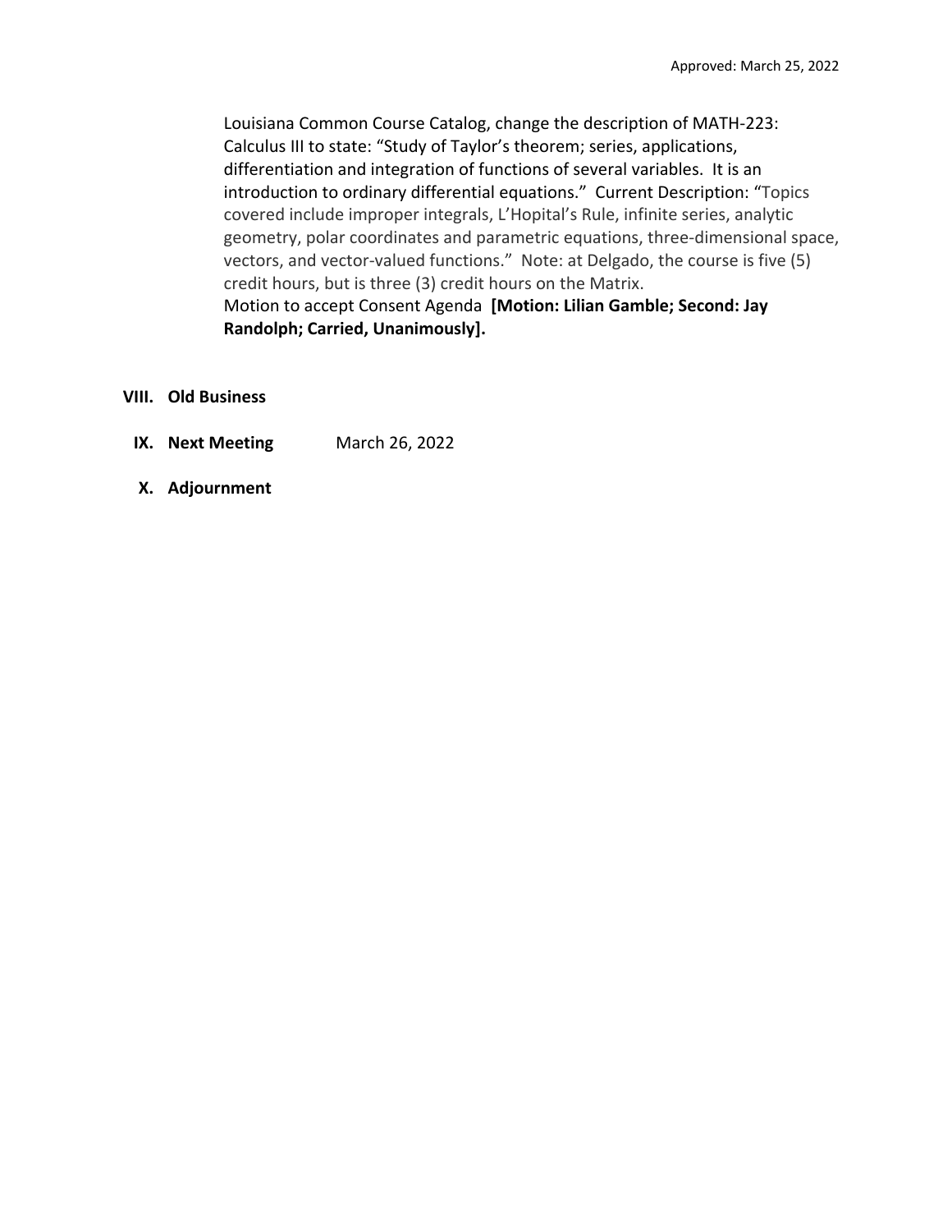Louisiana Common Course Catalog, change the description of MATH-223: Calculus III to state: "Study of Taylor's theorem; series, applications, differentiation and integration of functions of several variables. It is an introduction to ordinary differential equations." Current Description: "Topics covered include improper integrals, L'Hopital's Rule, infinite series, analytic geometry, polar coordinates and parametric equations, three-dimensional space, vectors, and vector-valued functions." Note: at Delgado, the course is five (5) credit hours, but is three (3) credit hours on the Matrix.
Motion to accept Consent Agenda **[Motion: Lilian Gamble; Second: Jay Randolph; Carried, Unanimously].**

**VIII. Old Business**

**IX. Next Meeting** March 26, 2022

**X. Adjournment**